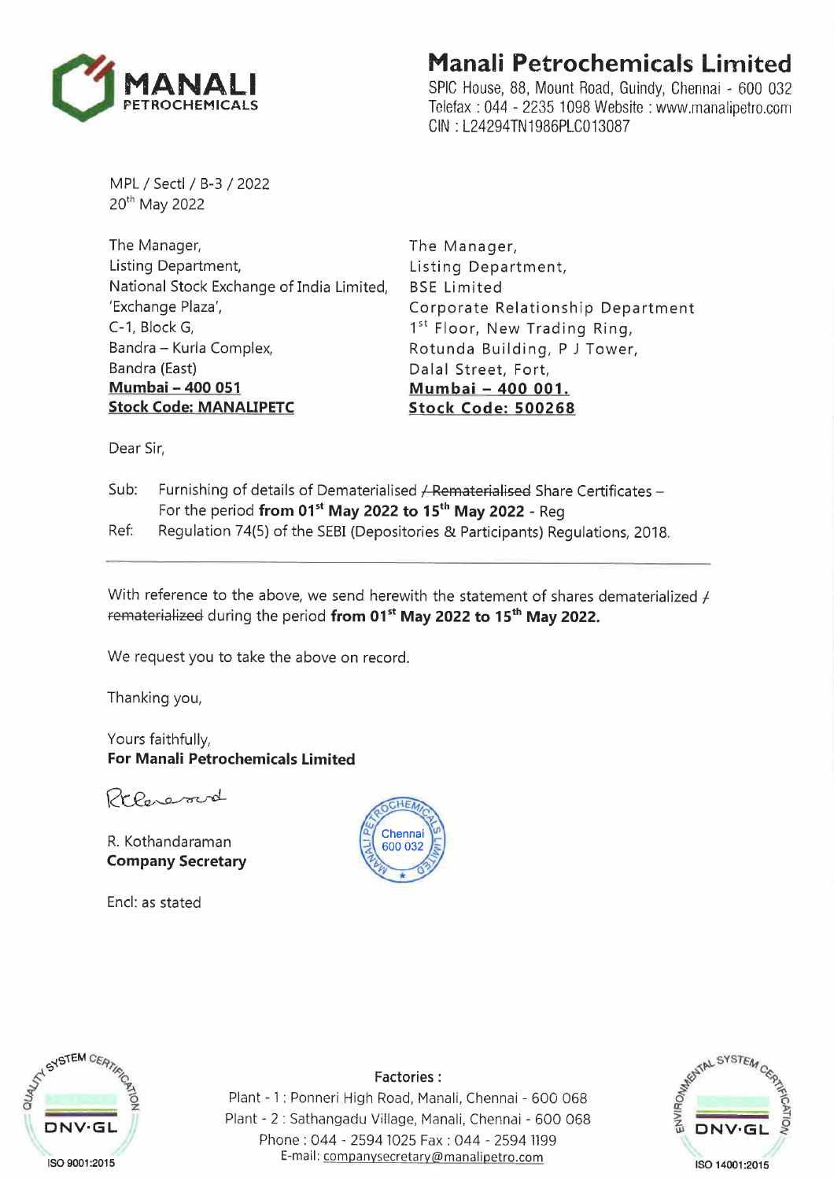# Manali Petrochemicals Limited

SPIC House, 88, Mount Road, Guindy, Chennai - 600 032
Telefax : 044 - 2235 1098 Website : www.manalipetro.com
CIN : L24294TN1986PLC013087

MPL / Sectl / B-3 / 2022
20th May 2022

The Manager,
Listing Department,
National Stock Exchange of India Limited,
'Exchange Plaza',
C-1, Block G,
Bandra – Kurla Complex,
Bandra (East)
**Mumbai – 400 051**
**Stock Code: MANALIPETC**

The Manager,
Listing Department,
BSE Limited
Corporate Relationship Department
1st Floor, New Trading Ring,
Rotunda Building, P J Tower,
Dalal Street, Fort,
**Mumbai – 400 001.**
**Stock Code: 500268**

Dear Sir,

Sub: Furnishing of details of Dematerialised ~~/ Rematerialised~~ Share Certificates – For the period **from 01st May 2022 to 15th May 2022** - Reg

Ref: Regulation 74(5) of the SEBI (Depositories & Participants) Regulations, 2018.

---

With reference to the above, we send herewith the statement of shares dematerialized ~~/ rematerialized~~ during the period **from 01st May 2022 to 15th May 2022.**

We request you to take the above on record.

Thanking you,

Yours faithfully,
**For Manali Petrochemicals Limited**

R. Kothandaraman
**Company Secretary**

Encl: as stated

Factories :
Plant - 1 : Ponneri High Road, Manali, Chennai - 600 068
Plant - 2 : Sathangadu Village, Manali, Chennai - 600 068
Phone : 044 - 2594 1025 Fax : 044 - 2594 1199
E-mail: companysecretary@manalipetro.com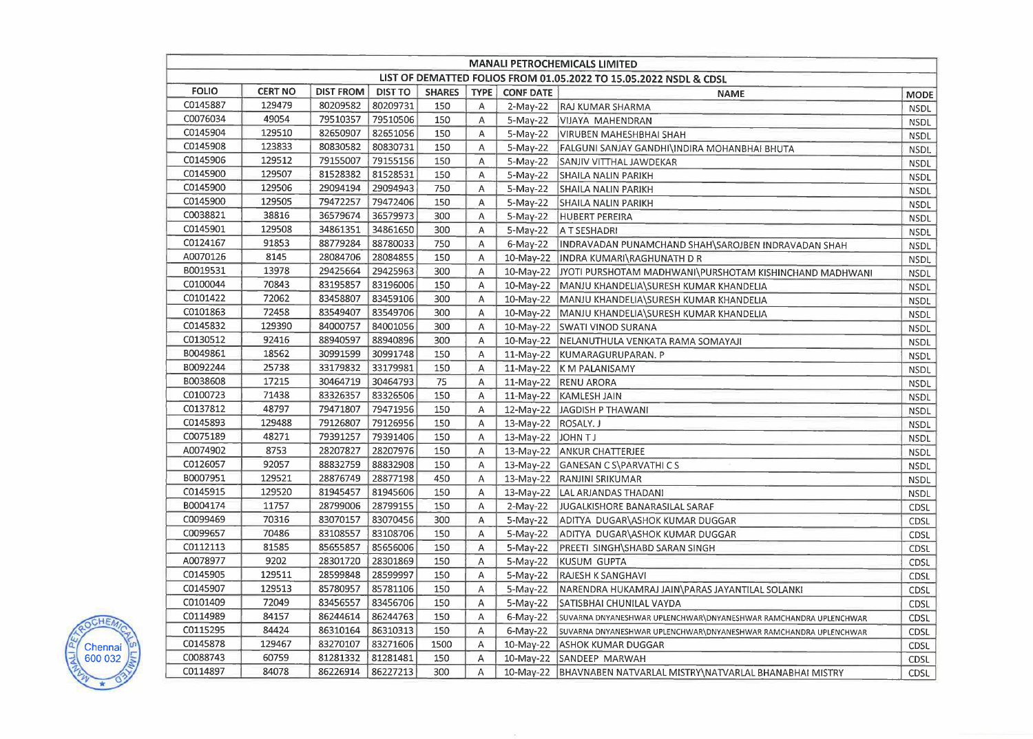| MANALI PETROCHEMICALS LIMITED | | | | | | | | |
|---|---|---|---|---|---|---|---|---|
| LIST OF DEMATTED FOLIOS FROM 01.05.2022 TO 15.05.2022 NSDL & CDSL | | | | | | | | |
| FOLIO | CERT NO | DIST FROM | DIST TO | SHARES | TYPE | CONF DATE | NAME | MODE |
| C0145887 | 129479 | 80209582 | 80209731 | 150 | A | 2-May-22 | RAJ KUMAR SHARMA | NSDL |
| C0076034 | 49054 | 79510357 | 79510506 | 150 | A | 5-May-22 | VIJAYA MAHENDRAN | NSDL |
| C0145904 | 129510 | 82650907 | 82651056 | 150 | A | 5-May-22 | VIRUBEN MAHESHBHAI SHAH | NSDL |
| C0145908 | 123833 | 80830582 | 80830731 | 150 | A | 5-May-22 | FALGUNI SANJAY GANDHI\INDIRA MOHANBHAI BHUTA | NSDL |
| C0145906 | 129512 | 79155007 | 79155156 | 150 | A | 5-May-22 | SANJIV VITTHAL JAWDEKAR | NSDL |
| C0145900 | 129507 | 81528382 | 81528531 | 150 | A | 5-May-22 | SHAILA NALIN PARIKH | NSDL |
| C0145900 | 129506 | 29094194 | 29094943 | 750 | A | 5-May-22 | SHAILA NALIN PARIKH | NSDL |
| C0145900 | 129505 | 79472257 | 79472406 | 150 | A | 5-May-22 | SHAILA NALIN PARIKH | NSDL |
| C0038821 | 38816 | 36579674 | 36579973 | 300 | A | 5-May-22 | HUBERT PEREIRA | NSDL |
| C0145901 | 129508 | 34861351 | 34861650 | 300 | A | 5-May-22 | A T SESHADRI | NSDL |
| C0124167 | 91853 | 88779284 | 88780033 | 750 | A | 6-May-22 | INDRAVADAN PUNAMCHAND SHAH\SAROJBEN INDRAVADAN SHAH | NSDL |
| A0070126 | 8145 | 28084706 | 28084855 | 150 | A | 10-May-22 | INDRA KUMARI\RAGHUNATH D R | NSDL |
| B0019531 | 13978 | 29425664 | 29425963 | 300 | A | 10-May-22 | JYOTI PURSHOTAM MADHWANI\PURSHOTAM KISHINCHAND MADHWANI | NSDL |
| C0100044 | 70843 | 83195857 | 83196006 | 150 | A | 10-May-22 | MANJU KHANDELIA\SURESH KUMAR KHANDELIA | NSDL |
| C0101422 | 72062 | 83458807 | 83459106 | 300 | A | 10-May-22 | MANJU KHANDELIA\SURESH KUMAR KHANDELIA | NSDL |
| C0101863 | 72458 | 83549407 | 83549706 | 300 | A | 10-May-22 | MANJU KHANDELIA\SURESH KUMAR KHANDELIA | NSDL |
| C0145832 | 129390 | 84000757 | 84001056 | 300 | A | 10-May-22 | SWATI VINOD SURANA | NSDL |
| C0130512 | 92416 | 88940597 | 88940896 | 300 | A | 10-May-22 | NELANUTHULA VENKATA RAMA SOMAYAJI | NSDL |
| B0049861 | 18562 | 30991599 | 30991748 | 150 | A | 11-May-22 | KUMARAGURUPARAN. P | NSDL |
| B0092244 | 25738 | 33179832 | 33179981 | 150 | A | 11-May-22 | K M PALANISAMY | NSDL |
| B0038608 | 17215 | 30464719 | 30464793 | 75 | A | 11-May-22 | RENU ARORA | NSDL |
| C0100723 | 71438 | 83326357 | 83326506 | 150 | A | 11-May-22 | KAMLESH JAIN | NSDL |
| C0137812 | 48797 | 79471807 | 79471956 | 150 | A | 12-May-22 | JAGDISH P THAWANI | NSDL |
| C0145893 | 129488 | 79126807 | 79126956 | 150 | A | 13-May-22 | ROSALY. J | NSDL |
| C0075189 | 48271 | 79391257 | 79391406 | 150 | A | 13-May-22 | JOHN T J | NSDL |
| A0074902 | 8753 | 28207827 | 28207976 | 150 | A | 13-May-22 | ANKUR CHATTERJEE | NSDL |
| C0126057 | 92057 | 88832759 | 88832908 | 150 | A | 13-May-22 | GANESAN C S\PARVATHI C S | NSDL |
| B0007951 | 129521 | 28876749 | 28877198 | 450 | A | 13-May-22 | RANJINI SRIKUMAR | NSDL |
| C0145915 | 129520 | 81945457 | 81945606 | 150 | A | 13-May-22 | LAL ARJANDAS THADANI | NSDL |
| B0004174 | 11757 | 28799006 | 28799155 | 150 | A | 2-May-22 | JUGALKISHORE BANARASILAL SARAF | CDSL |
| C0099469 | 70316 | 83070157 | 83070456 | 300 | A | 5-May-22 | ADITYA DUGAR\ASHOK KUMAR DUGGAR | CDSL |
| C0099657 | 70486 | 83108557 | 83108706 | 150 | A | 5-May-22 | ADITYA DUGAR\ASHOK KUMAR DUGGAR | CDSL |
| C0112113 | 81585 | 85655857 | 85656006 | 150 | A | 5-May-22 | PREETI SINGH\SHABD SARAN SINGH | CDSL |
| A0078977 | 9202 | 28301720 | 28301869 | 150 | A | 5-May-22 | KUSUM GUPTA | CDSL |
| C0145905 | 129511 | 28599848 | 28599997 | 150 | A | 5-May-22 | RAJESH K SANGHAVI | CDSL |
| C0145907 | 129513 | 85780957 | 85781106 | 150 | A | 5-May-22 | NARENDRA HUKAMRAJ JAIN\PARAS JAYANTILAL SOLANKI | CDSL |
| C0101409 | 72049 | 83456557 | 83456706 | 150 | A | 5-May-22 | SATISBHAI CHUNILAL VAYDA | CDSL |
| C0114989 | 84157 | 86244614 | 86244763 | 150 | A | 6-May-22 | SUVARNA DNYANESHWAR UPLENCHWAR\DNYANESHWAR RAMCHANDRA UPLENCHWAR | CDSL |
| C0115295 | 84424 | 86310164 | 86310313 | 150 | A | 6-May-22 | SUVARNA DNYANESHWAR UPLENCHWAR\DNYANESHWAR RAMCHANDRA UPLENCHWAR | CDSL |
| C0145878 | 129467 | 83270107 | 83271606 | 1500 | A | 10-May-22 | ASHOK KUMAR DUGGAR | CDSL |
| C0088743 | 60759 | 81281332 | 81281481 | 150 | A | 10-May-22 | SANDEEP MARWAH | CDSL |
| C0114897 | 84078 | 86226914 | 86227213 | 300 | A | 10-May-22 | BHAVNABEN NATVARLAL MISTRY\NATVARLAL BHANABHAI MISTRY | CDSL |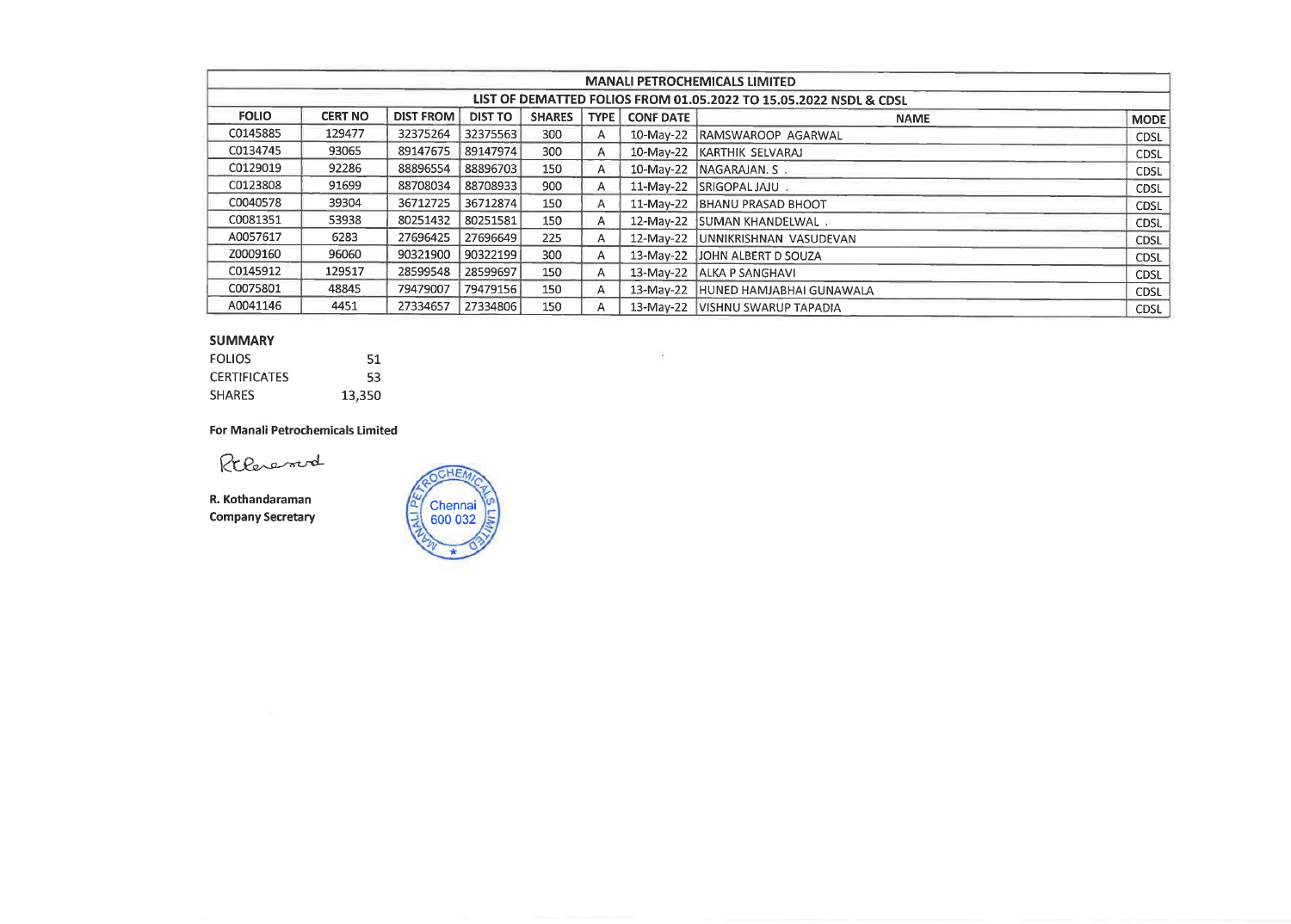| MANALI PETROCHEMICALS LIMITED | | | | | | | | |
|---|---|---|---|---|---|---|---|---|
| LIST OF DEMATTED FOLIOS FROM 01.05.2022 TO 15.05.2022 NSDL & CDSL | | | | | | | | |
| FOLIO | CERT NO | DIST FROM | DIST TO | SHARES | TYPE | CONF DATE | NAME | MODE |
| C0145885 | 129477 | 32375264 | 32375563 | 300 | A | 10-May-22 | RAMSWAROOP AGARWAL | CDSL |
| C0134745 | 93065 | 89147675 | 89147974 | 300 | A | 10-May-22 | KARTHIK SELVARAJ | CDSL |
| C0129019 | 92286 | 88896554 | 88896703 | 150 | A | 10-May-22 | NAGARAJAN. S . | CDSL |
| C0123808 | 91699 | 88708034 | 88708933 | 900 | A | 11-May-22 | SRIGOPAL JAJU . | CDSL |
| C0040578 | 39304 | 36712725 | 36712874 | 150 | A | 11-May-22 | BHANU PRASAD BHOOT | CDSL |
| C0081351 | 53938 | 80251432 | 80251581 | 150 | A | 12-May-22 | SUMAN KHANDELWAL . | CDSL |
| A0057617 | 6283 | 27696425 | 27696649 | 225 | A | 12-May-22 | UNNIKRISHNAN VASUDEVAN | CDSL |
| Z0009160 | 96060 | 90321900 | 90322199 | 300 | A | 13-May-22 | JOHN ALBERT D SOUZA | CDSL |
| C0145912 | 129517 | 28599548 | 28599697 | 150 | A | 13-May-22 | ALKA P SANGHAVI | CDSL |
| C0075801 | 48845 | 79479007 | 79479156 | 150 | A | 13-May-22 | HUNED HAMJABHAI GUNAWALA | CDSL |
| A0041146 | 4451 | 27334657 | 27334806 | 150 | A | 13-May-22 | VISHNU SWARUP TAPADIA | CDSL |

**SUMMARY**

| | |
|---|---|
| FOLIOS | 51 |
| CERTIFICATES | 53 |
| SHARES | 13,350 |

**For Manali Petrochemicals Limited**

**R. Kothandaraman**
**Company Secretary**

MANALI PETROCHEMICALS LIMITED
Chennai
600 032